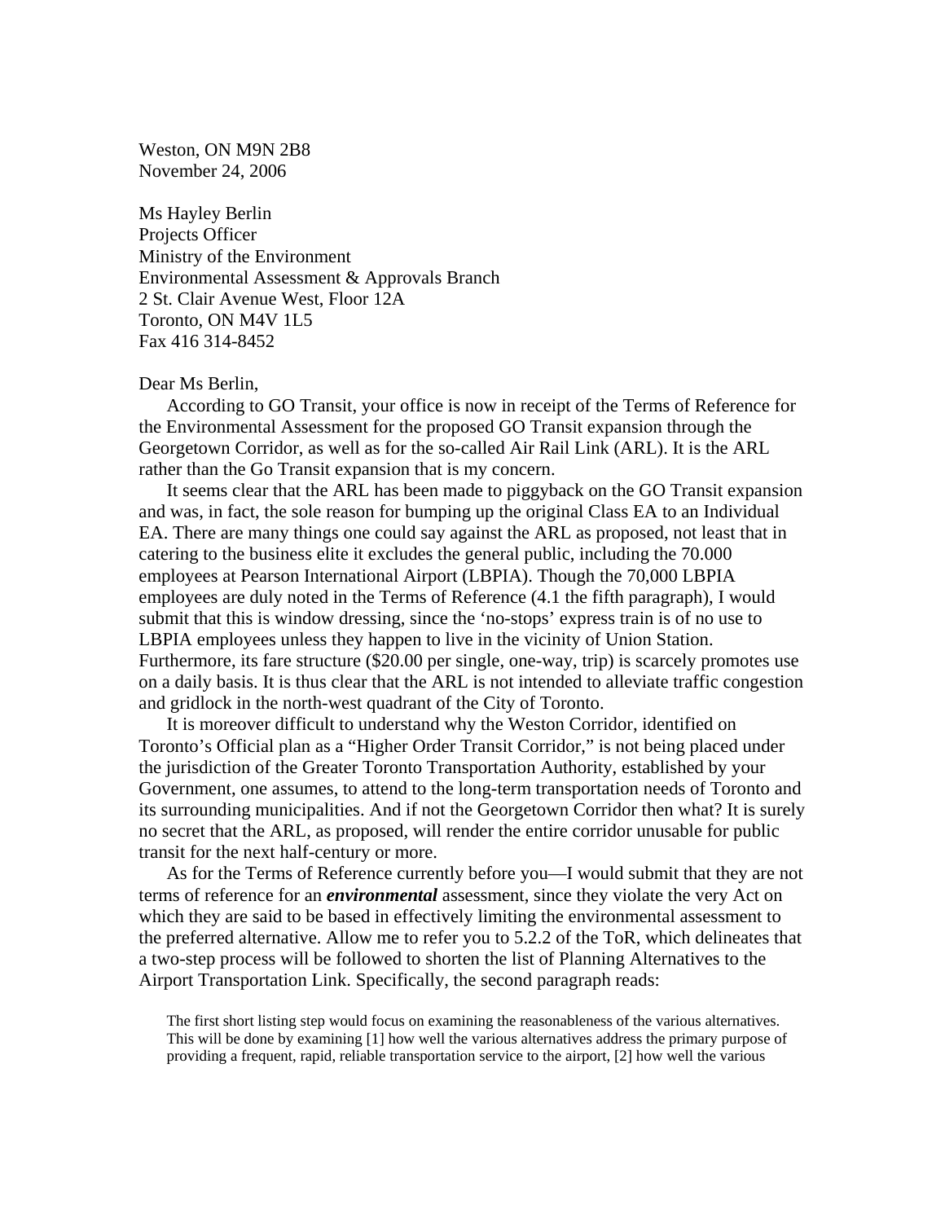Weston, ON M9N 2B8
November 24, 2006

Ms Hayley Berlin
Projects Officer
Ministry of the Environment
Environmental Assessment & Approvals Branch
2 St. Clair Avenue West, Floor 12A
Toronto, ON M4V 1L5
Fax 416 314-8452

Dear Ms Berlin,

According to GO Transit, your office is now in receipt of the Terms of Reference for the Environmental Assessment for the proposed GO Transit expansion through the Georgetown Corridor, as well as for the so-called Air Rail Link (ARL). It is the ARL rather than the Go Transit expansion that is my concern.

It seems clear that the ARL has been made to piggyback on the GO Transit expansion and was, in fact, the sole reason for bumping up the original Class EA to an Individual EA. There are many things one could say against the ARL as proposed, not least that in catering to the business elite it excludes the general public, including the 70.000 employees at Pearson International Airport (LBPIA). Though the 70,000 LBPIA employees are duly noted in the Terms of Reference (4.1 the fifth paragraph), I would submit that this is window dressing, since the 'no-stops' express train is of no use to LBPIA employees unless they happen to live in the vicinity of Union Station. Furthermore, its fare structure ($20.00 per single, one-way, trip) is scarcely promotes use on a daily basis. It is thus clear that the ARL is not intended to alleviate traffic congestion and gridlock in the north-west quadrant of the City of Toronto.

It is moreover difficult to understand why the Weston Corridor, identified on Toronto's Official plan as a "Higher Order Transit Corridor," is not being placed under the jurisdiction of the Greater Toronto Transportation Authority, established by your Government, one assumes, to attend to the long-term transportation needs of Toronto and its surrounding municipalities. And if not the Georgetown Corridor then what? It is surely no secret that the ARL, as proposed, will render the entire corridor unusable for public transit for the next half-century or more.

As for the Terms of Reference currently before you—I would submit that they are not terms of reference for an ***environmental*** assessment, since they violate the very Act on which they are said to be based in effectively limiting the environmental assessment to the preferred alternative. Allow me to refer you to 5.2.2 of the ToR, which delineates that a two-step process will be followed to shorten the list of Planning Alternatives to the Airport Transportation Link. Specifically, the second paragraph reads:

> The first short listing step would focus on examining the reasonableness of the various alternatives. This will be done by examining [1] how well the various alternatives address the primary purpose of providing a frequent, rapid, reliable transportation service to the airport, [2] how well the various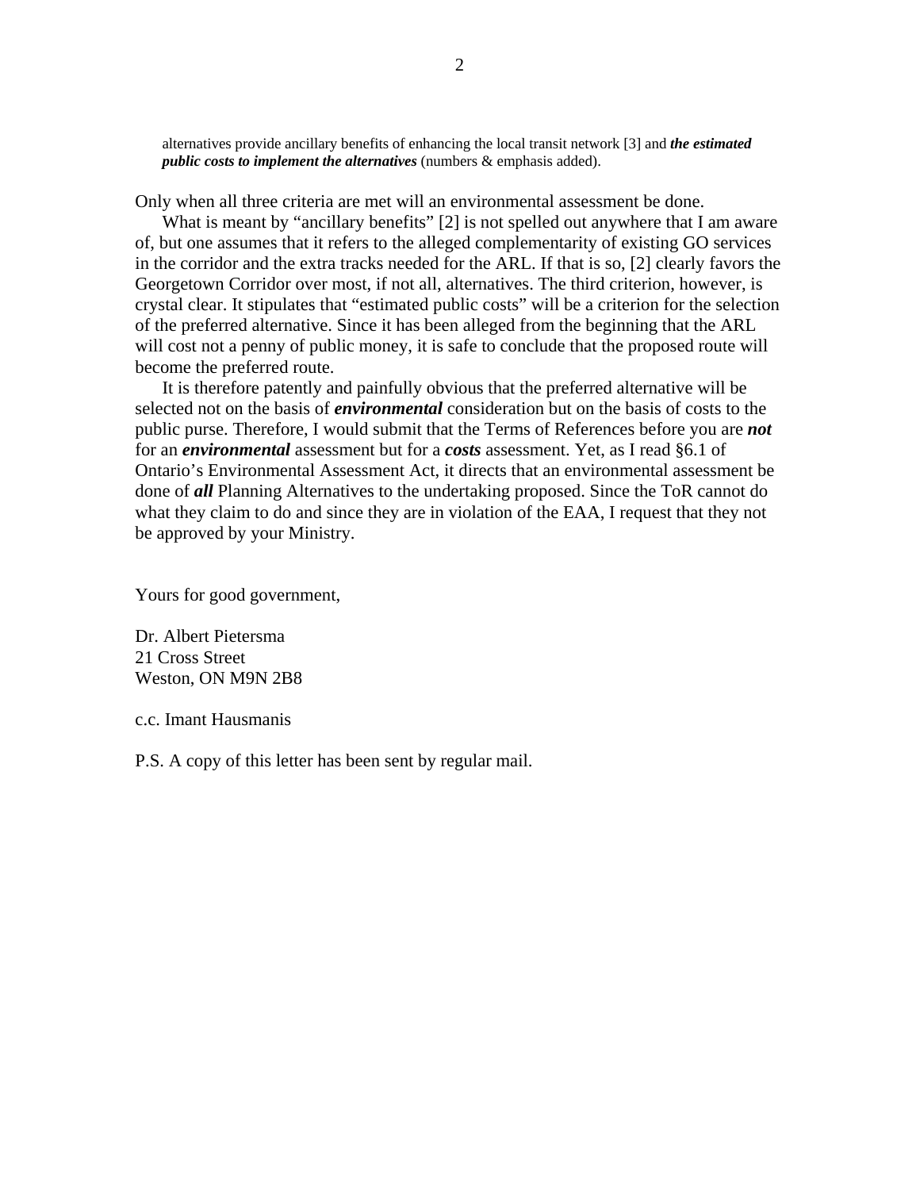alternatives provide ancillary benefits of enhancing the local transit network [3] and ***the estimated public costs to implement the alternatives*** (numbers & emphasis added).

Only when all three criteria are met will an environmental assessment be done.

What is meant by "ancillary benefits" [2] is not spelled out anywhere that I am aware of, but one assumes that it refers to the alleged complementarity of existing GO services in the corridor and the extra tracks needed for the ARL. If that is so, [2] clearly favors the Georgetown Corridor over most, if not all, alternatives. The third criterion, however, is crystal clear. It stipulates that "estimated public costs" will be a criterion for the selection of the preferred alternative. Since it has been alleged from the beginning that the ARL will cost not a penny of public money, it is safe to conclude that the proposed route will become the preferred route.

It is therefore patently and painfully obvious that the preferred alternative will be selected not on the basis of ***environmental*** consideration but on the basis of costs to the public purse. Therefore, I would submit that the Terms of References before you are ***not*** for an ***environmental*** assessment but for a ***costs*** assessment. Yet, as I read §6.1 of Ontario's Environmental Assessment Act, it directs that an environmental assessment be done of ***all*** Planning Alternatives to the undertaking proposed. Since the ToR cannot do what they claim to do and since they are in violation of the EAA, I request that they not be approved by your Ministry.

Yours for good government,

Dr. Albert Pietersma
21 Cross Street
Weston, ON M9N 2B8

c.c. Imant Hausmanis

P.S. A copy of this letter has been sent by regular mail.